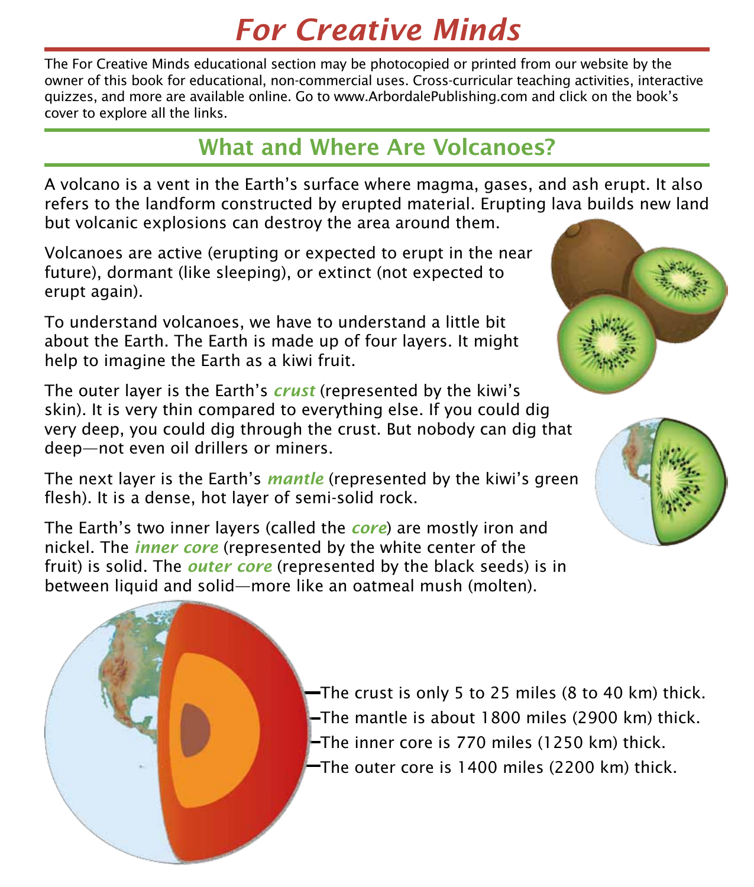# For Creative Minds

The For Creative Minds educational section may be photocopied or printed from our website by the owner of this book for educational, non-commercial uses. Cross-curricular teaching activities, interactive quizzes, and more are available online. Go to www.ArbordalePublishing.com and click on the book's cover to explore all the links.

## What and Where Are Volcanoes?

A volcano is a vent in the Earth's surface where magma, gases, and ash erupt. It also refers to the landform constructed by erupted material. Erupting lava builds new land but volcanic explosions can destroy the area around them.

Volcanoes are active (erupting or expected to erupt in the near future), dormant (like sleeping), or extinct (not expected to erupt again).

To understand volcanoes, we have to understand a little bit about the Earth. The Earth is made up of four layers. It might help to imagine the Earth as a kiwi fruit.

The outer layer is the Earth's ***crust*** (represented by the kiwi's skin). It is very thin compared to everything else. If you could dig very deep, you could dig through the crust. But nobody can dig that deep—not even oil drillers or miners.

The next layer is the Earth's ***mantle*** (represented by the kiwi's green flesh). It is a dense, hot layer of semi-solid rock.

The Earth's two inner layers (called the ***core***) are mostly iron and nickel. The ***inner core*** (represented by the white center of the fruit) is solid. The ***outer core*** (represented by the black seeds) is in between liquid and solid—more like an oatmeal mush (molten).

- The crust is only 5 to 25 miles (8 to 40 km) thick.
- The mantle is about 1800 miles (2900 km) thick.
- The inner core is 770 miles (1250 km) thick.
- The outer core is 1400 miles (2200 km) thick.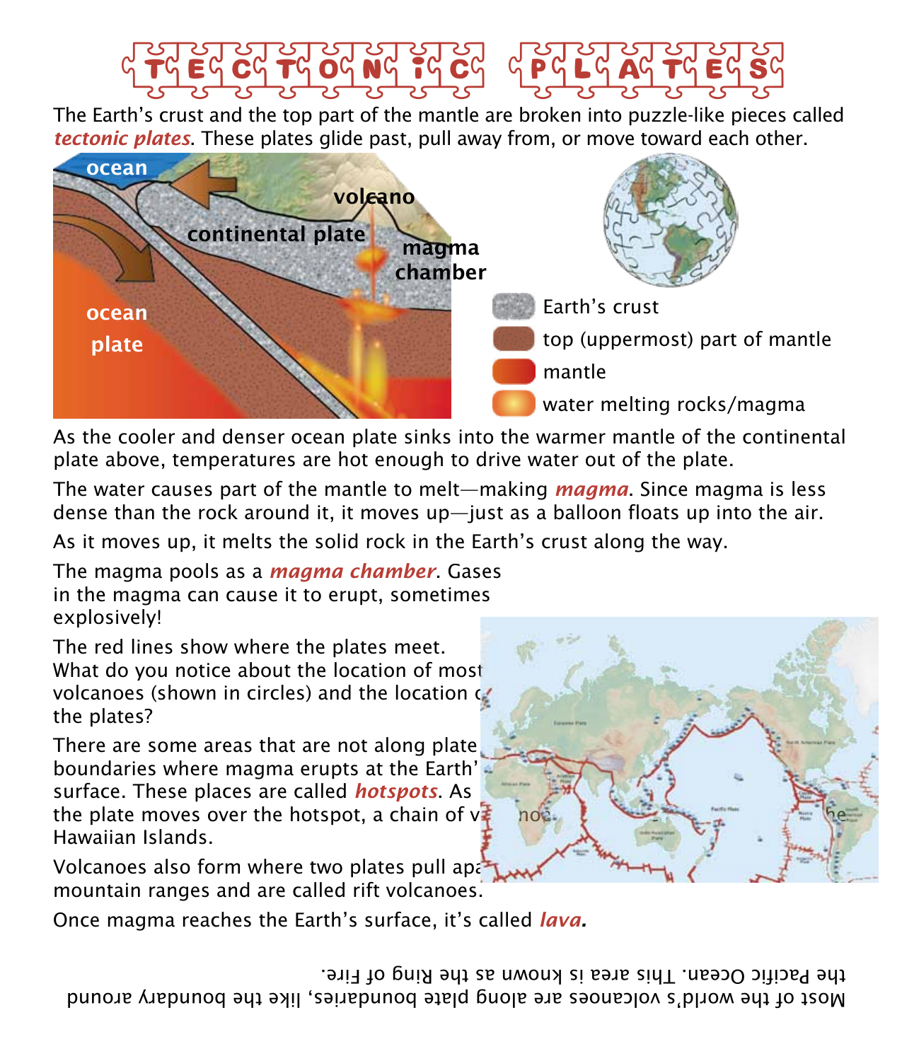# TECTONIC PLATES

The Earth's crust and the top part of the mantle are broken into puzzle-like pieces called ***tectonic plates***. These plates glide past, pull away from, or move toward each other.

ocean

volcano

continental plate

magma chamber

ocean plate

Earth's crust

top (uppermost) part of mantle

mantle

water melting rocks/magma

As the cooler and denser ocean plate sinks into the warmer mantle of the continental plate above, temperatures are hot enough to drive water out of the plate.

The water causes part of the mantle to melt—making ***magma***. Since magma is less dense than the rock around it, it moves up—just as a balloon floats up into the air.

As it moves up, it melts the solid rock in the Earth's crust along the way.

The magma pools as a ***magma chamber***. Gases in the magma can cause it to erupt, sometimes explosively!

The red lines show where the plates meet. What do you notice about the location of most volcanoes (shown in circles) and the location of the plates?

There are some areas that are not along plate boundaries where magma erupts at the Earth's surface. These places are called ***hotspots***. As the plate moves over the hotspot, a chain of volcanoes ... the Hawaiian Islands.

Volcanoes also form where two plates pull apa... mountain ranges and are called rift volcanoes.

Once magma reaches the Earth's surface, it's called ***lava.***

Most of the world's volcanoes are along plate boundaries, like the boundary around the Pacific Ocean. This area is known as the Ring of Fire.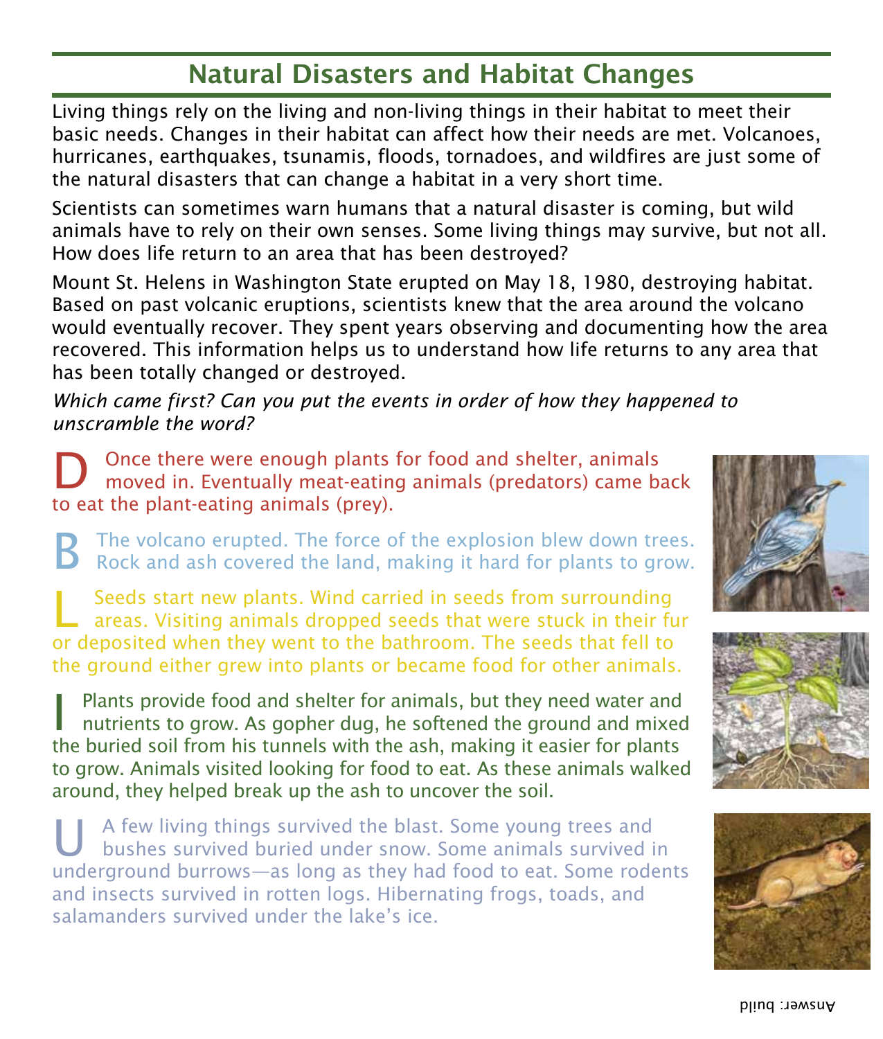# Natural Disasters and Habitat Changes

Living things rely on the living and non-living things in their habitat to meet their basic needs. Changes in their habitat can affect how their needs are met. Volcanoes, hurricanes, earthquakes, tsunamis, floods, tornadoes, and wildfires are just some of the natural disasters that can change a habitat in a very short time.

Scientists can sometimes warn humans that a natural disaster is coming, but wild animals have to rely on their own senses. Some living things may survive, but not all. How does life return to an area that has been destroyed?

Mount St. Helens in Washington State erupted on May 18, 1980, destroying habitat. Based on past volcanic eruptions, scientists knew that the area around the volcano would eventually recover. They spent years observing and documenting how the area recovered. This information helps us to understand how life returns to any area that has been totally changed or destroyed.

*Which came first? Can you put the events in order of how they happened to unscramble the word?*

**D** Once there were enough plants for food and shelter, animals moved in. Eventually meat-eating animals (predators) came back to eat the plant-eating animals (prey).

**B** The volcano erupted. The force of the explosion blew down trees. Rock and ash covered the land, making it hard for plants to grow.

**L** Seeds start new plants. Wind carried in seeds from surrounding areas. Visiting animals dropped seeds that were stuck in their fur or deposited when they went to the bathroom. The seeds that fell to the ground either grew into plants or became food for other animals.

**I** Plants provide food and shelter for animals, but they need water and nutrients to grow. As gopher dug, he softened the ground and mixed the buried soil from his tunnels with the ash, making it easier for plants to grow. Animals visited looking for food to eat. As these animals walked around, they helped break up the ash to uncover the soil.

**U** A few living things survived the blast. Some young trees and bushes survived buried under snow. Some animals survived in underground burrows—as long as they had food to eat. Some rodents and insects survived in rotten logs. Hibernating frogs, toads, and salamanders survived under the lake's ice.

Answer: build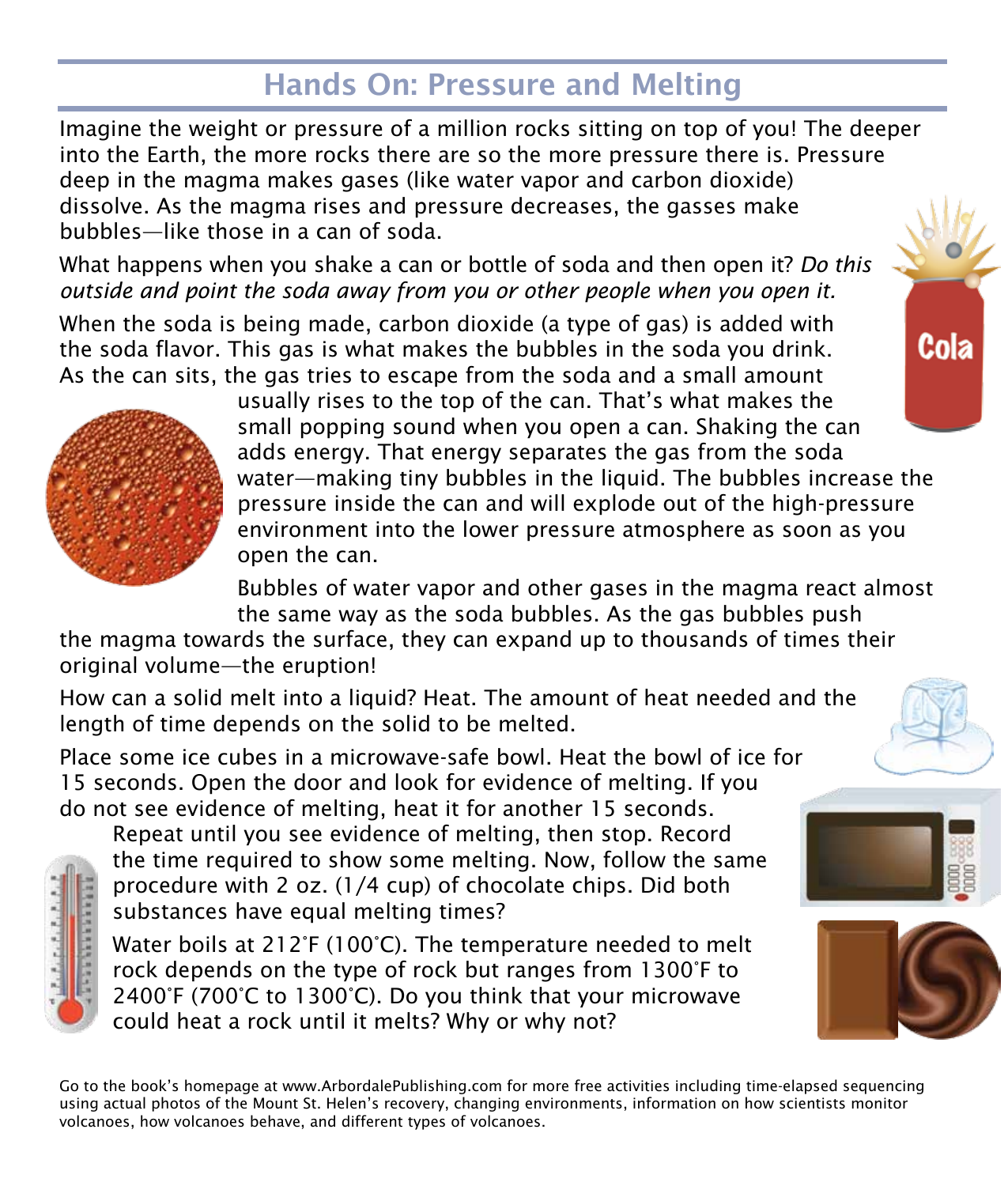# Hands On: Pressure and Melting

Imagine the weight or pressure of a million rocks sitting on top of you! The deeper into the Earth, the more rocks there are so the more pressure there is. Pressure deep in the magma makes gases (like water vapor and carbon dioxide) dissolve. As the magma rises and pressure decreases, the gasses make bubbles—like those in a can of soda.

What happens when you shake a can or bottle of soda and then open it? *Do this outside and point the soda away from you or other people when you open it.*

When the soda is being made, carbon dioxide (a type of gas) is added with the soda flavor. This gas is what makes the bubbles in the soda you drink. As the can sits, the gas tries to escape from the soda and a small amount usually rises to the top of the can. That's what makes the small popping sound when you open a can. Shaking the can adds energy. That energy separates the gas from the soda water—making tiny bubbles in the liquid. The bubbles increase the pressure inside the can and will explode out of the high-pressure environment into the lower pressure atmosphere as soon as you open the can.

Bubbles of water vapor and other gases in the magma react almost the same way as the soda bubbles. As the gas bubbles push the magma towards the surface, they can expand up to thousands of times their original volume—the eruption!

How can a solid melt into a liquid? Heat. The amount of heat needed and the length of time depends on the solid to be melted.

Place some ice cubes in a microwave-safe bowl. Heat the bowl of ice for 15 seconds. Open the door and look for evidence of melting. If you do not see evidence of melting, heat it for another 15 seconds. Repeat until you see evidence of melting, then stop. Record the time required to show some melting. Now, follow the same procedure with 2 oz. (1/4 cup) of chocolate chips. Did both substances have equal melting times?

Water boils at 212˚F (100˚C). The temperature needed to melt rock depends on the type of rock but ranges from 1300˚F to 2400˚F (700˚C to 1300˚C). Do you think that your microwave could heat a rock until it melts? Why or why not?

Go to the book's homepage at www.ArbordalePublishing.com for more free activities including time-elapsed sequencing using actual photos of the Mount St. Helen's recovery, changing environments, information on how scientists monitor volcanoes, how volcanoes behave, and different types of volcanoes.